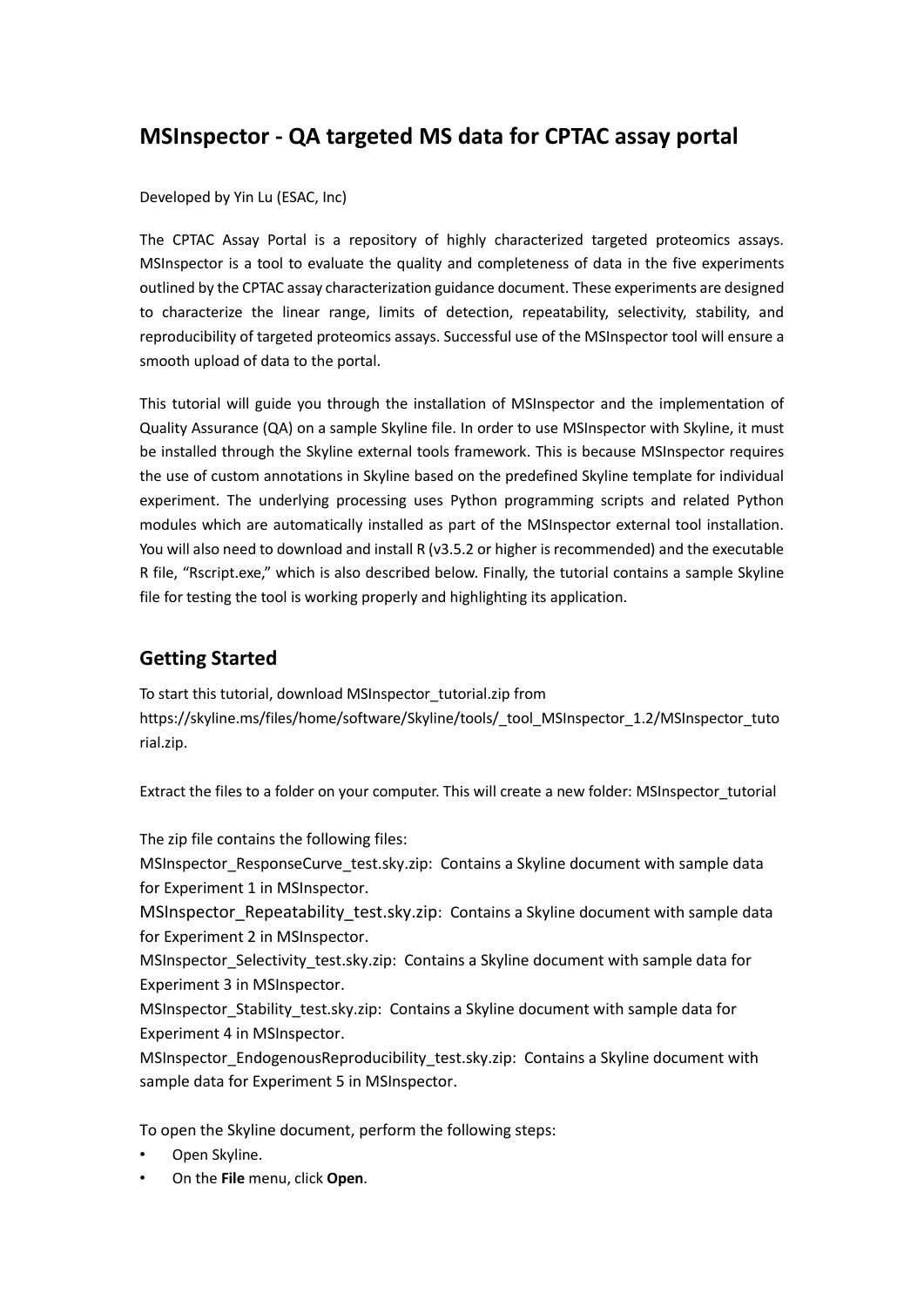# MSInspector - QA targeted MS data for CPTAC assay portal

Developed by Yin Lu (ESAC, Inc)

The CPTAC Assay Portal is a repository of highly characterized targeted proteomics assays. MSInspector is a tool to evaluate the quality and completeness of data in the five experiments outlined by the CPTAC assay characterization guidance document. These experiments are designed to characterize the linear range, limits of detection, repeatability, selectivity, stability, and reproducibility of targeted proteomics assays. Successful use of the MSInspector tool will ensure a smooth upload of data to the portal.

This tutorial will guide you through the installation of MSInspector and the implementation of Quality Assurance (QA) on a sample Skyline file. In order to use MSInspector with Skyline, it must be installed through the Skyline external tools framework. This is because MSInspector requires the use of custom annotations in Skyline based on the predefined Skyline template for individual experiment. The underlying processing uses Python programming scripts and related Python modules which are automatically installed as part of the MSInspector external tool installation. You will also need to download and install R (v3.5.2 or higher is recommended) and the executable R file, "Rscript.exe," which is also described below. Finally, the tutorial contains a sample Skyline file for testing the tool is working properly and highlighting its application.

## Getting Started

To start this tutorial, download MSInspector_tutorial.zip from https://skyline.ms/files/home/software/Skyline/tools/_tool_MSInspector_1.2/MSInspector_tutorial.zip.

Extract the files to a folder on your computer. This will create a new folder: MSInspector_tutorial

The zip file contains the following files:

MSInspector_ResponseCurve_test.sky.zip: Contains a Skyline document with sample data for Experiment 1 in MSInspector.

MSInspector_Repeatability_test.sky.zip: Contains a Skyline document with sample data for Experiment 2 in MSInspector.

MSInspector_Selectivity_test.sky.zip: Contains a Skyline document with sample data for Experiment 3 in MSInspector.

MSInspector_Stability_test.sky.zip: Contains a Skyline document with sample data for Experiment 4 in MSInspector.

MSInspector_EndogenousReproducibility_test.sky.zip: Contains a Skyline document with sample data for Experiment 5 in MSInspector.

To open the Skyline document, perform the following steps:

- Open Skyline.
- On the **File** menu, click **Open**.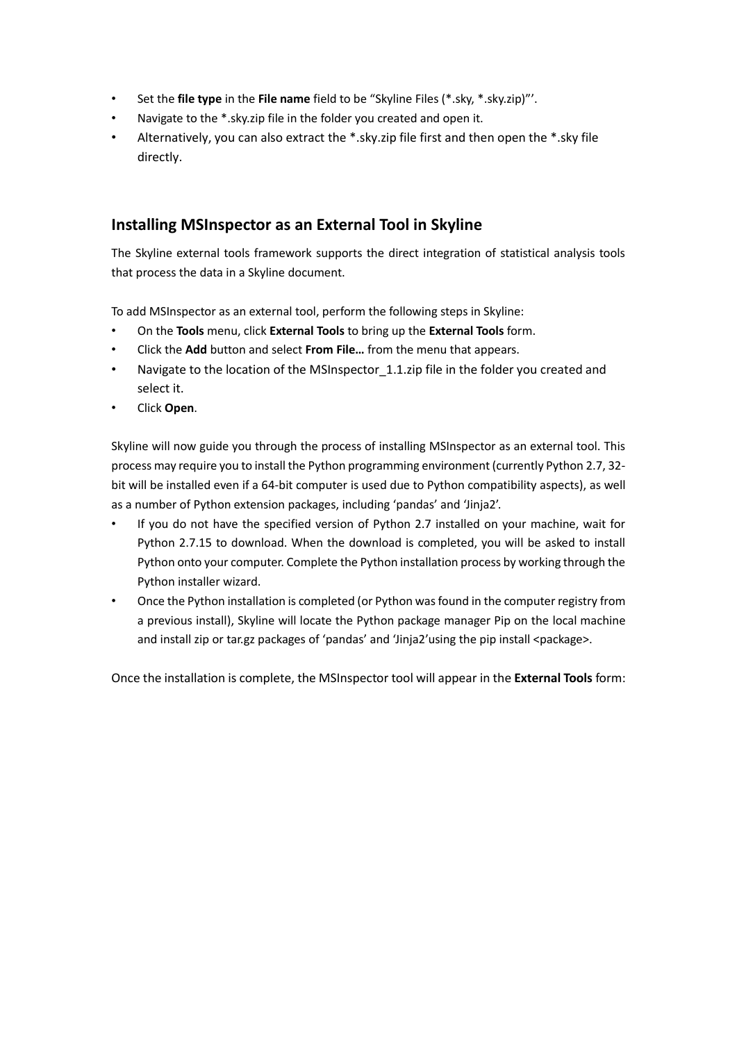- Set the **file type** in the **File name** field to be "Skyline Files (*.sky, *.sky.zip)"'.
- Navigate to the *.sky.zip file in the folder you created and open it.
- Alternatively, you can also extract the *.sky.zip file first and then open the *.sky file directly.

## Installing MSInspector as an External Tool in Skyline

The Skyline external tools framework supports the direct integration of statistical analysis tools that process the data in a Skyline document.

To add MSInspector as an external tool, perform the following steps in Skyline:

- On the **Tools** menu, click **External Tools** to bring up the **External Tools** form.
- Click the **Add** button and select **From File…** from the menu that appears.
- Navigate to the location of the MSInspector_1.1.zip file in the folder you created and select it.
- Click **Open**.

Skyline will now guide you through the process of installing MSInspector as an external tool. This process may require you to install the Python programming environment (currently Python 2.7, 32-bit will be installed even if a 64-bit computer is used due to Python compatibility aspects), as well as a number of Python extension packages, including 'pandas' and 'Jinja2'.

- If you do not have the specified version of Python 2.7 installed on your machine, wait for Python 2.7.15 to download. When the download is completed, you will be asked to install Python onto your computer. Complete the Python installation process by working through the Python installer wizard.
- Once the Python installation is completed (or Python was found in the computer registry from a previous install), Skyline will locate the Python package manager Pip on the local machine and install zip or tar.gz packages of 'pandas' and 'Jinja2'using the pip install <package>.

Once the installation is complete, the MSInspector tool will appear in the **External Tools** form: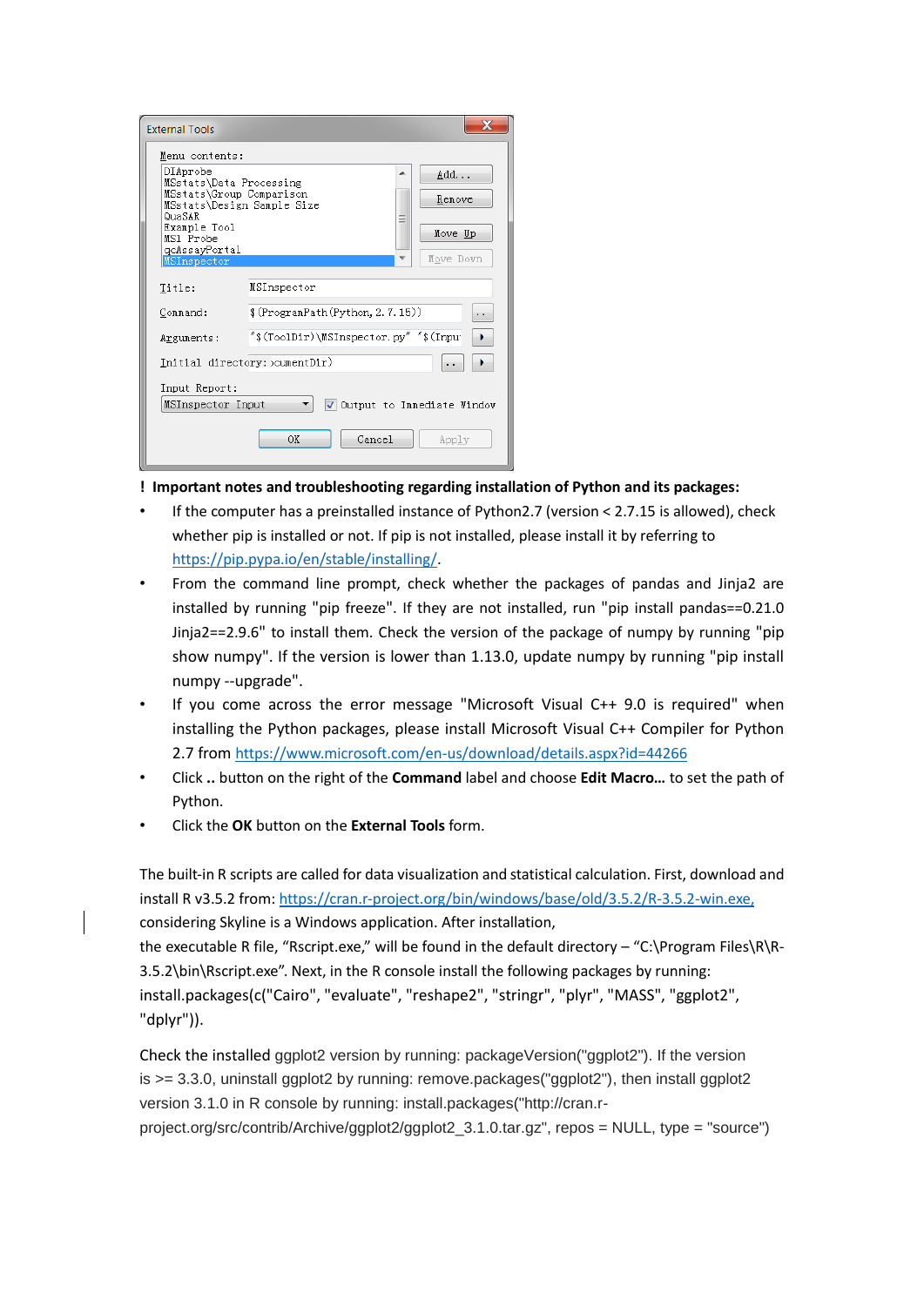! **Important notes and troubleshooting regarding installation of Python and its packages:**

- If the computer has a preinstalled instance of Python2.7 (version < 2.7.15 is allowed), check whether pip is installed or not. If pip is not installed, please install it by referring to https://pip.pypa.io/en/stable/installing/.
- From the command line prompt, check whether the packages of pandas and Jinja2 are installed by running "pip freeze". If they are not installed, run "pip install pandas==0.21.0 Jinja2==2.9.6" to install them. Check the version of the package of numpy by running "pip show numpy". If the version is lower than 1.13.0, update numpy by running "pip install numpy --upgrade".
- If you come across the error message "Microsoft Visual C++ 9.0 is required" when installing the Python packages, please install Microsoft Visual C++ Compiler for Python 2.7 from https://www.microsoft.com/en-us/download/details.aspx?id=44266
- Click **..** button on the right of the **Command** label and choose **Edit Macro…** to set the path of Python.
- Click the **OK** button on the **External Tools** form.

The built-in R scripts are called for data visualization and statistical calculation. First, download and install R v3.5.2 from: https://cran.r-project.org/bin/windows/base/old/3.5.2/R-3.5.2-win.exe, considering Skyline is a Windows application. After installation, the executable R file, "Rscript.exe," will be found in the default directory – "C:\Program Files\R\R-3.5.2\bin\Rscript.exe". Next, in the R console install the following packages by running: install.packages(c("Cairo", "evaluate", "reshape2", "stringr", "plyr", "MASS", "ggplot2", "dplyr")).

Check the installed ggplot2 version by running: packageVersion("ggplot2"). If the version is >= 3.3.0, uninstall ggplot2 by running: remove.packages("ggplot2"), then install ggplot2 version 3.1.0 in R console by running: install.packages("http://cran.r-project.org/src/contrib/Archive/ggplot2/ggplot2_3.1.0.tar.gz", repos = NULL, type = "source")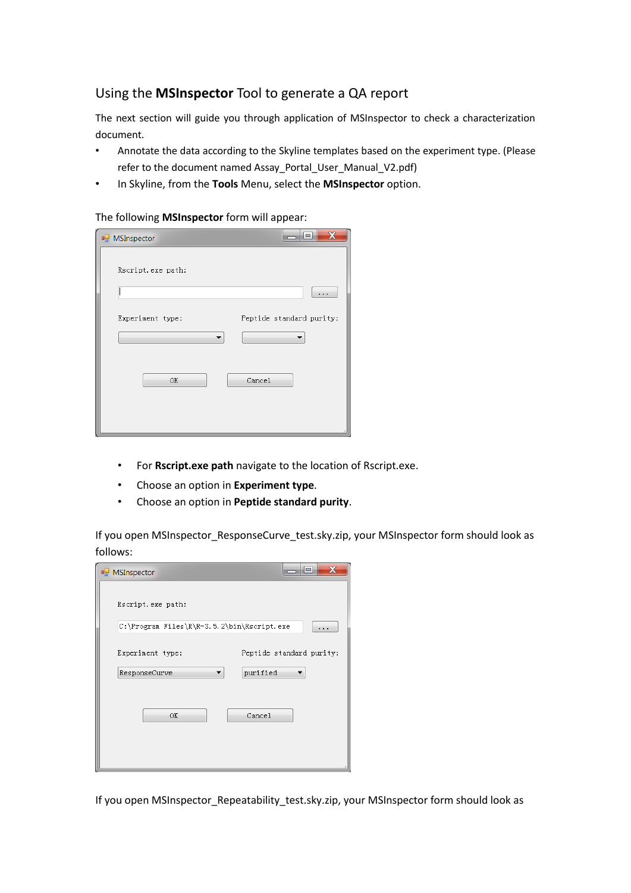## Using the **MSInspector** Tool to generate a QA report

The next section will guide you through application of MSInspector to check a characterization document.

- Annotate the data according to the Skyline templates based on the experiment type. (Please refer to the document named Assay_Portal_User_Manual_V2.pdf)
- In Skyline, from the **Tools** Menu, select the **MSInspector** option.

The following **MSInspector** form will appear:

- For **Rscript.exe path** navigate to the location of Rscript.exe.
- Choose an option in **Experiment type**.
- Choose an option in **Peptide standard purity**.

If you open MSInspector_ResponseCurve_test.sky.zip, your MSInspector form should look as follows:

If you open MSInspector_Repeatability_test.sky.zip, your MSInspector form should look as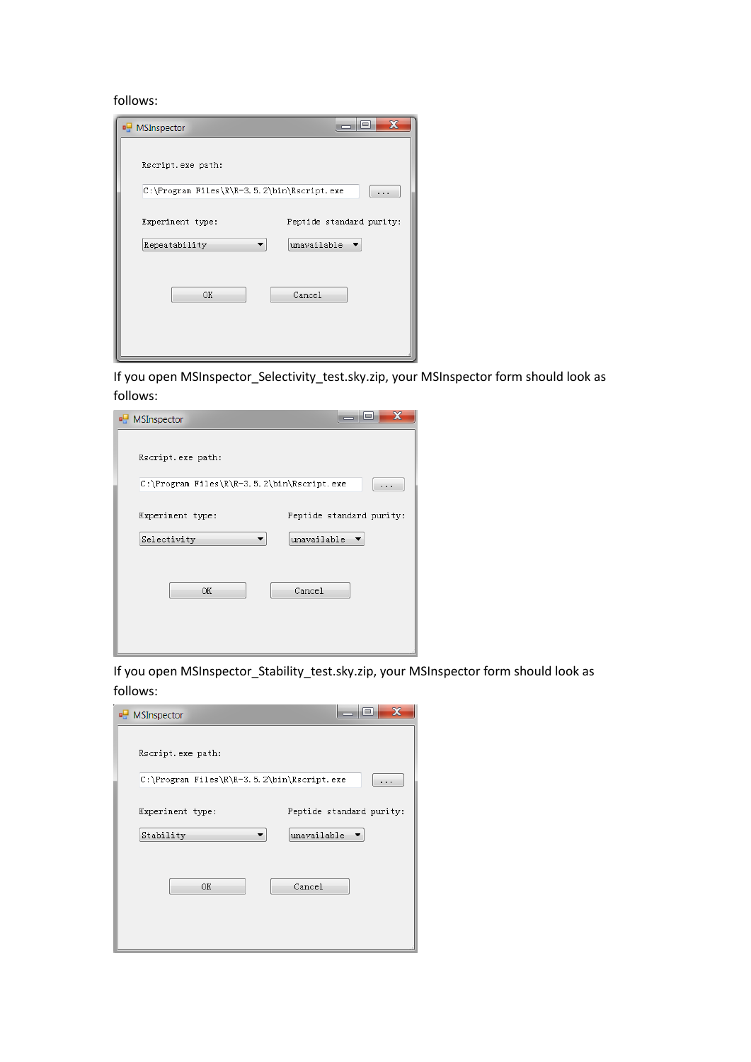follows:

If you open MSInspector_Selectivity_test.sky.zip, your MSInspector form should look as follows:

If you open MSInspector_Stability_test.sky.zip, your MSInspector form should look as follows: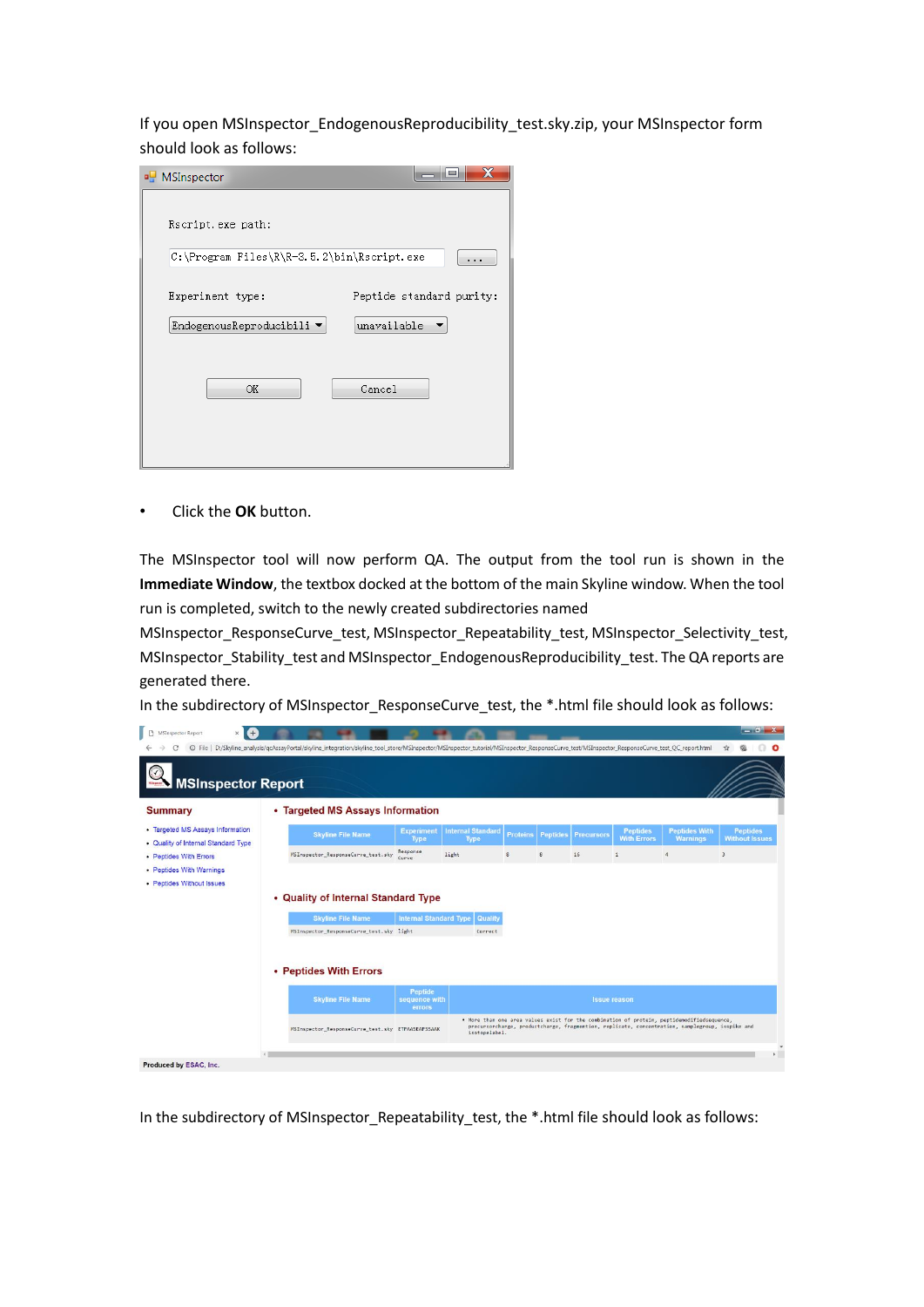If you open MSInspector_EndogenousReproducibility_test.sky.zip, your MSInspector form should look as follows:

- Click the **OK** button.

The MSInspector tool will now perform QA. The output from the tool run is shown in the **Immediate Window**, the textbox docked at the bottom of the main Skyline window. When the tool run is completed, switch to the newly created subdirectories named MSInspector_ResponseCurve_test, MSInspector_Repeatability_test, MSInspector_Selectivity_test, MSInspector_Stability_test and MSInspector_EndogenousReproducibility_test. The QA reports are generated there.

In the subdirectory of MSInspector_ResponseCurve_test, the *.html file should look as follows:

In the subdirectory of MSInspector_Repeatability_test, the *.html file should look as follows: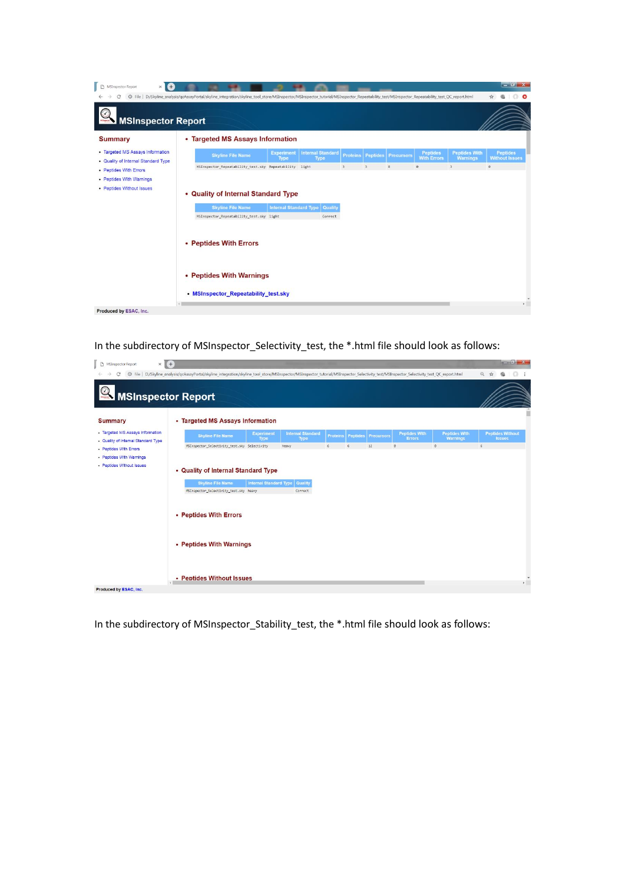In the subdirectory of MSInspector_Selectivity_test, the *.html file should look as follows:

In the subdirectory of MSInspector_Stability_test, the *.html file should look as follows: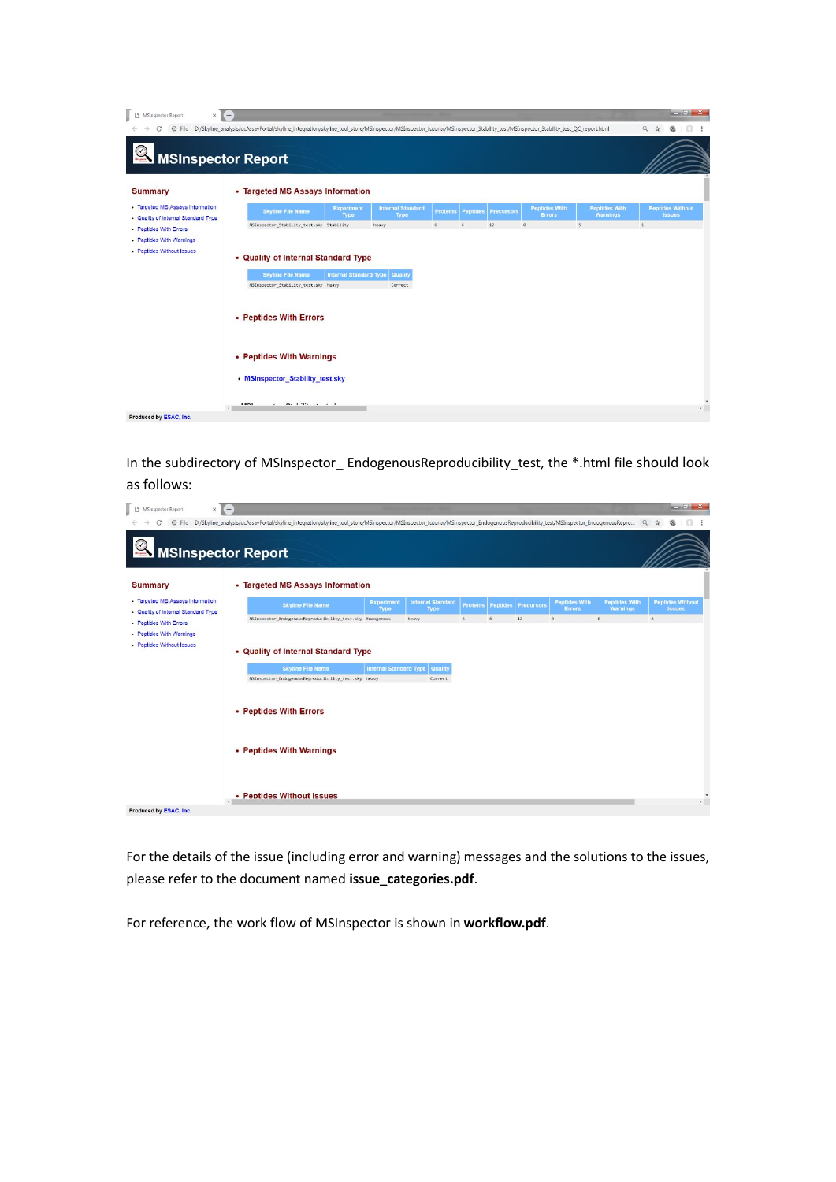In the subdirectory of MSInspector_ EndogenousReproducibility_test, the *.html file should look as follows:

For the details of the issue (including error and warning) messages and the solutions to the issues, please refer to the document named **issue_categories.pdf**.

For reference, the work flow of MSInspector is shown in **workflow.pdf**.